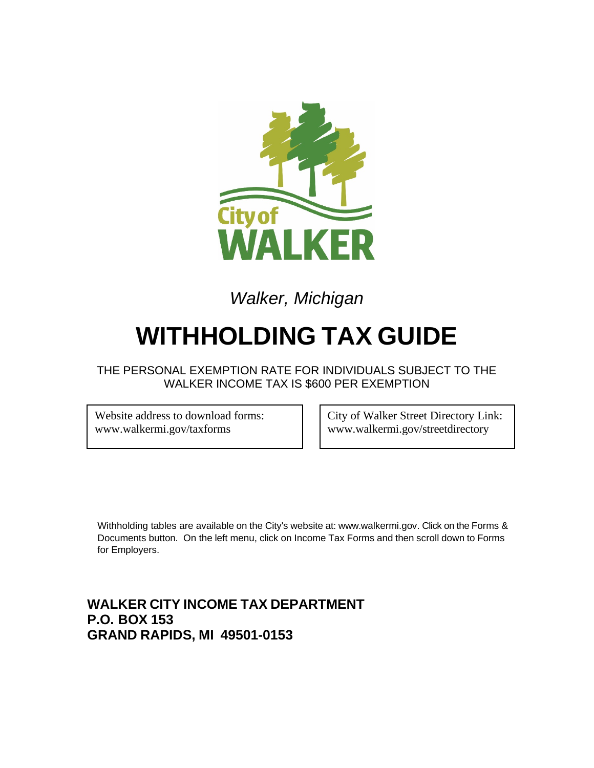City of
WALKER

*Walker, Michigan*

# WITHHOLDING TAX GUIDE

THE PERSONAL EXEMPTION RATE FOR INDIVIDUALS SUBJECT TO THE WALKER INCOME TAX IS $600 PER EXEMPTION

| Website address to download forms: www.walkermi.gov/taxforms | City of Walker Street Directory Link: www.walkermi.gov/streetdirectory |
| --- | --- |

Withholding tables are available on the City's website at: www.walkermi.gov. Click on the Forms & Documents button. On the left menu, click on Income Tax Forms and then scroll down to Forms for Employers.

**WALKER CITY INCOME TAX DEPARTMENT**
**P.O. BOX 153**
**GRAND RAPIDS, MI 49501-0153**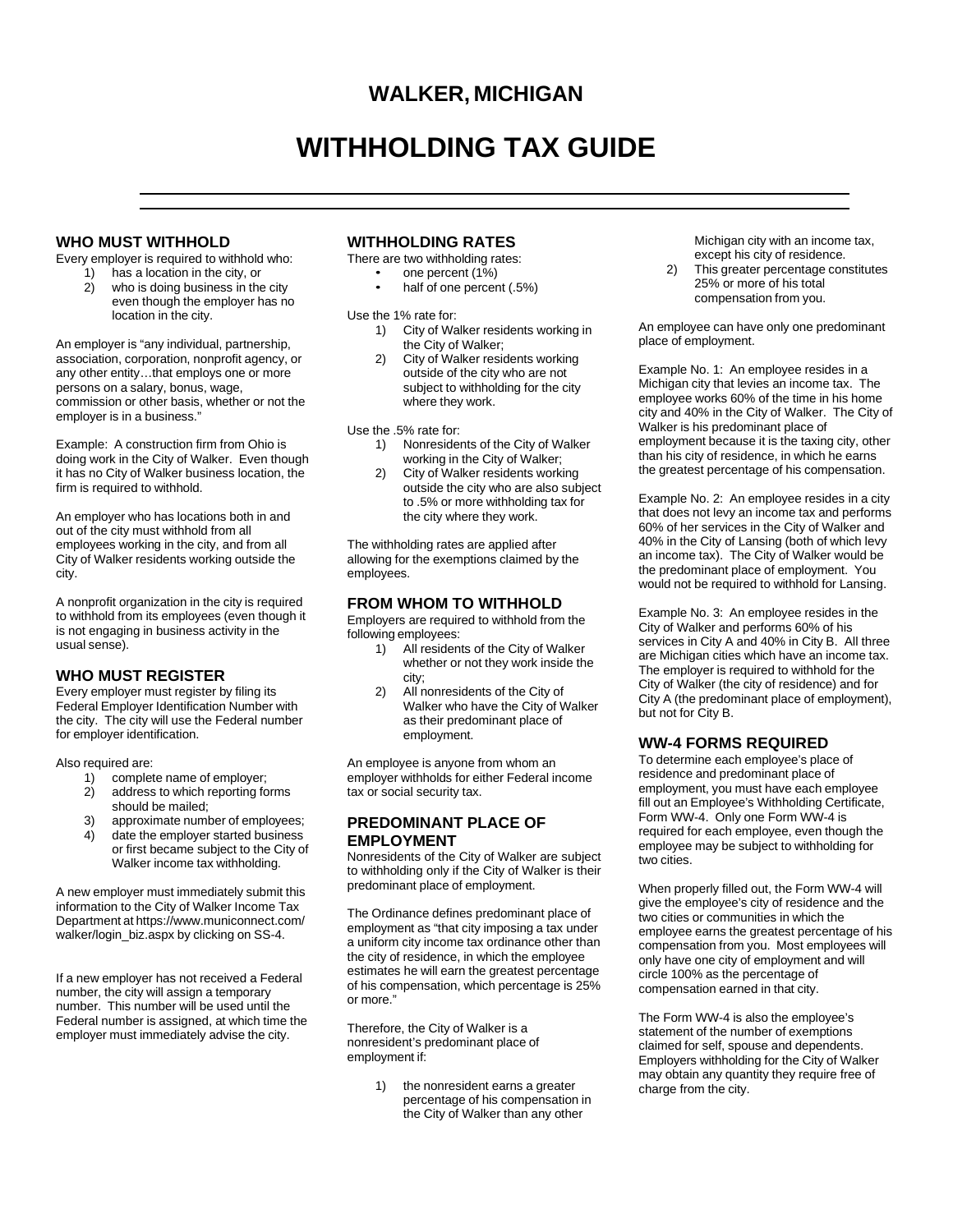# WALKER, MICHIGAN

# WITHHOLDING TAX GUIDE

## WHO MUST WITHHOLD

Every employer is required to withhold who:

1) has a location in the city, or
2) who is doing business in the city even though the employer has no location in the city.

An employer is "any individual, partnership, association, corporation, nonprofit agency, or any other entity…that employs one or more persons on a salary, bonus, wage, commission or other basis, whether or not the employer is in a business."

Example: A construction firm from Ohio is doing work in the City of Walker. Even though it has no City of Walker business location, the firm is required to withhold.

An employer who has locations both in and out of the city must withhold from all employees working in the city, and from all City of Walker residents working outside the city.

A nonprofit organization in the city is required to withhold from its employees (even though it is not engaging in business activity in the usual sense).

## WHO MUST REGISTER

Every employer must register by filing its Federal Employer Identification Number with the city. The city will use the Federal number for employer identification.

Also required are:

1) complete name of employer;
2) address to which reporting forms should be mailed;
3) approximate number of employees;
4) date the employer started business or first became subject to the City of Walker income tax withholding.

A new employer must immediately submit this information to the City of Walker Income Tax Department at https://www.municonnect.com/walker/login_biz.aspx by clicking on SS-4.

If a new employer has not received a Federal number, the city will assign a temporary number. This number will be used until the Federal number is assigned, at which time the employer must immediately advise the city.

## WITHHOLDING RATES

There are two withholding rates:

- one percent (1%)
- half of one percent (.5%)

Use the 1% rate for:

1) City of Walker residents working in the City of Walker;
2) City of Walker residents working outside of the city who are not subject to withholding for the city where they work.

Use the .5% rate for:

1) Nonresidents of the City of Walker working in the City of Walker;
2) City of Walker residents working outside the city who are also subject to .5% or more withholding tax for the city where they work.

The withholding rates are applied after allowing for the exemptions claimed by the employees.

## FROM WHOM TO WITHHOLD

Employers are required to withhold from the following employees:

1) All residents of the City of Walker whether or not they work inside the city;
2) All nonresidents of the City of Walker who have the City of Walker as their predominant place of employment.

An employee is anyone from whom an employer withholds for either Federal income tax or social security tax.

## PREDOMINANT PLACE OF EMPLOYMENT

Nonresidents of the City of Walker are subject to withholding only if the City of Walker is their predominant place of employment.

The Ordinance defines predominant place of employment as "that city imposing a tax under a uniform city income tax ordinance other than the city of residence, in which the employee estimates he will earn the greatest percentage of his compensation, which percentage is 25% or more."

Therefore, the City of Walker is a nonresident's predominant place of employment if:

1) the nonresident earns a greater percentage of his compensation in the City of Walker than any other Michigan city with an income tax, except his city of residence.
2) This greater percentage constitutes 25% or more of his total compensation from you.

An employee can have only one predominant place of employment.

Example No. 1: An employee resides in a Michigan city that levies an income tax. The employee works 60% of the time in his home city and 40% in the City of Walker. The City of Walker is his predominant place of employment because it is the taxing city, other than his city of residence, in which he earns the greatest percentage of his compensation.

Example No. 2: An employee resides in a city that does not levy an income tax and performs 60% of her services in the City of Walker and 40% in the City of Lansing (both of which levy an income tax). The City of Walker would be the predominant place of employment. You would not be required to withhold for Lansing.

Example No. 3: An employee resides in the City of Walker and performs 60% of his services in City A and 40% in City B. All three are Michigan cities which have an income tax. The employer is required to withhold for the City of Walker (the city of residence) and for City A (the predominant place of employment), but not for City B.

## WW-4 FORMS REQUIRED

To determine each employee's place of residence and predominant place of employment, you must have each employee fill out an Employee's Withholding Certificate, Form WW-4. Only one Form WW-4 is required for each employee, even though the employee may be subject to withholding for two cities.

When properly filled out, the Form WW-4 will give the employee's city of residence and the two cities or communities in which the employee earns the greatest percentage of his compensation from you. Most employees will only have one city of employment and will circle 100% as the percentage of compensation earned in that city.

The Form WW-4 is also the employee's statement of the number of exemptions claimed for self, spouse and dependents. Employers withholding for the City of Walker may obtain any quantity they require free of charge from the city.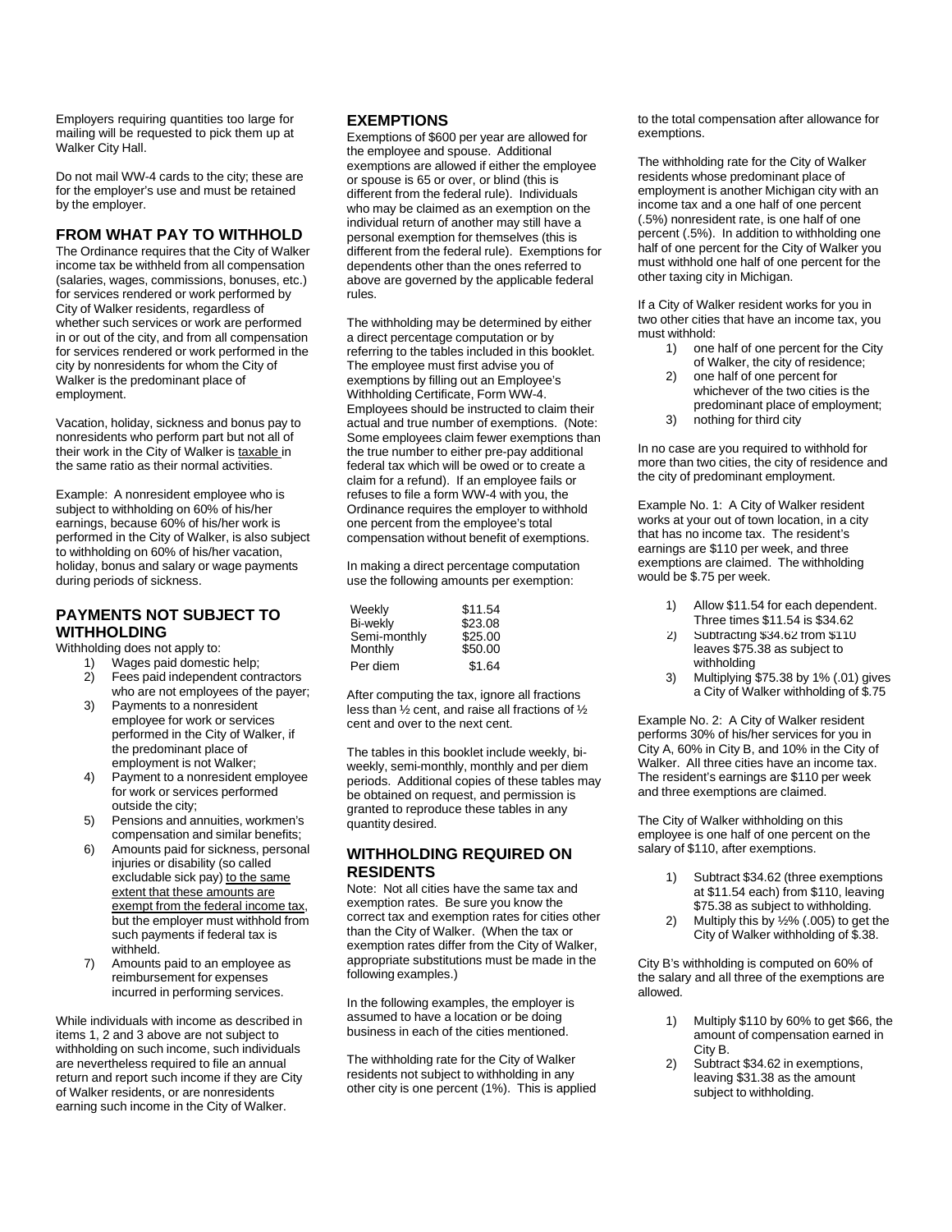Employers requiring quantities too large for mailing will be requested to pick them up at Walker City Hall.

Do not mail WW-4 cards to the city; these are for the employer's use and must be retained by the employer.

## FROM WHAT PAY TO WITHHOLD

The Ordinance requires that the City of Walker income tax be withheld from all compensation (salaries, wages, commissions, bonuses, etc.) for services rendered or work performed by City of Walker residents, regardless of whether such services or work are performed in or out of the city, and from all compensation for services rendered or work performed in the city by nonresidents for whom the City of Walker is the predominant place of employment.

Vacation, holiday, sickness and bonus pay to nonresidents who perform part but not all of their work in the City of Walker is taxable in the same ratio as their normal activities.

Example: A nonresident employee who is subject to withholding on 60% of his/her earnings, because 60% of his/her work is performed in the City of Walker, is also subject to withholding on 60% of his/her vacation, holiday, bonus and salary or wage payments during periods of sickness.

## PAYMENTS NOT SUBJECT TO WITHHOLDING

Withholding does not apply to:

1) Wages paid domestic help;
2) Fees paid independent contractors who are not employees of the payer;
3) Payments to a nonresident employee for work or services performed in the City of Walker, if the predominant place of employment is not Walker;
4) Payment to a nonresident employee for work or services performed outside the city;
5) Pensions and annuities, workmen's compensation and similar benefits;
6) Amounts paid for sickness, personal injuries or disability (so called excludable sick pay) to the same extent that these amounts are exempt from the federal income tax, but the employer must withhold from such payments if federal tax is withheld.
7) Amounts paid to an employee as reimbursement for expenses incurred in performing services.

While individuals with income as described in items 1, 2 and 3 above are not subject to withholding on such income, such individuals are nevertheless required to file an annual return and report such income if they are City of Walker residents, or are nonresidents earning such income in the City of Walker.

## EXEMPTIONS

Exemptions of $600 per year are allowed for the employee and spouse. Additional exemptions are allowed if either the employee or spouse is 65 or over, or blind (this is different from the federal rule). Individuals who may be claimed as an exemption on the individual return of another may still have a personal exemption for themselves (this is different from the federal rule). Exemptions for dependents other than the ones referred to above are governed by the applicable federal rules.

The withholding may be determined by either a direct percentage computation or by referring to the tables included in this booklet. The employee must first advise you of exemptions by filling out an Employee's Withholding Certificate, Form WW-4. Employees should be instructed to claim their actual and true number of exemptions. (Note: Some employees claim fewer exemptions than the true number to either pre-pay additional federal tax which will be owed or to create a claim for a refund). If an employee fails or refuses to file a form WW-4 with you, the Ordinance requires the employer to withhold one percent from the employee's total compensation without benefit of exemptions.

In making a direct percentage computation use the following amounts per exemption:

| | |
|---|---|
| Weekly | $11.54 |
| Bi-wekly | $23.08 |
| Semi-monthly | $25.00 |
| Monthly | $50.00 |
| Per diem | $1.64 |

After computing the tax, ignore all fractions less than ½ cent, and raise all fractions of ½ cent and over to the next cent.

The tables in this booklet include weekly, bi-weekly, semi-monthly, monthly and per diem periods. Additional copies of these tables may be obtained on request, and permission is granted to reproduce these tables in any quantity desired.

## WITHHOLDING REQUIRED ON RESIDENTS

Note: Not all cities have the same tax and exemption rates. Be sure you know the correct tax and exemption rates for cities other than the City of Walker. (When the tax or exemption rates differ from the City of Walker, appropriate substitutions must be made in the following examples.)

In the following examples, the employer is assumed to have a location or be doing business in each of the cities mentioned.

The withholding rate for the City of Walker residents not subject to withholding in any other city is one percent (1%). This is applied to the total compensation after allowance for exemptions.

The withholding rate for the City of Walker residents whose predominant place of employment is another Michigan city with an income tax and a one half of one percent (.5%) nonresident rate, is one half of one percent (.5%). In addition to withholding one half of one percent for the City of Walker you must withhold one half of one percent for the other taxing city in Michigan.

If a City of Walker resident works for you in two other cities that have an income tax, you must withhold:

1) one half of one percent for the City of Walker, the city of residence;
2) one half of one percent for whichever of the two cities is the predominant place of employment;
3) nothing for third city

In no case are you required to withhold for more than two cities, the city of residence and the city of predominant employment.

Example No. 1: A City of Walker resident works at your out of town location, in a city that has no income tax. The resident's earnings are $110 per week, and three exemptions are claimed. The withholding would be $.75 per week.

1) Allow $11.54 for each dependent. Three times $11.54 is $34.62
2) Subtracting $34.62 from $110 leaves $75.38 as subject to withholding
3) Multiplying $75.38 by 1% (.01) gives a City of Walker withholding of $.75

Example No. 2: A City of Walker resident performs 30% of his/her services for you in City A, 60% in City B, and 10% in the City of Walker. All three cities have an income tax. The resident's earnings are $110 per week and three exemptions are claimed.

The City of Walker withholding on this employee is one half of one percent on the salary of $110, after exemptions.

1) Subtract $34.62 (three exemptions at $11.54 each) from $110, leaving $75.38 as subject to withholding.
2) Multiply this by ½% (.005) to get the City of Walker withholding of $.38.

City B's withholding is computed on 60% of the salary and all three of the exemptions are allowed.

1) Multiply $110 by 60% to get $66, the amount of compensation earned in City B.
2) Subtract $34.62 in exemptions, leaving $31.38 as the amount subject to withholding.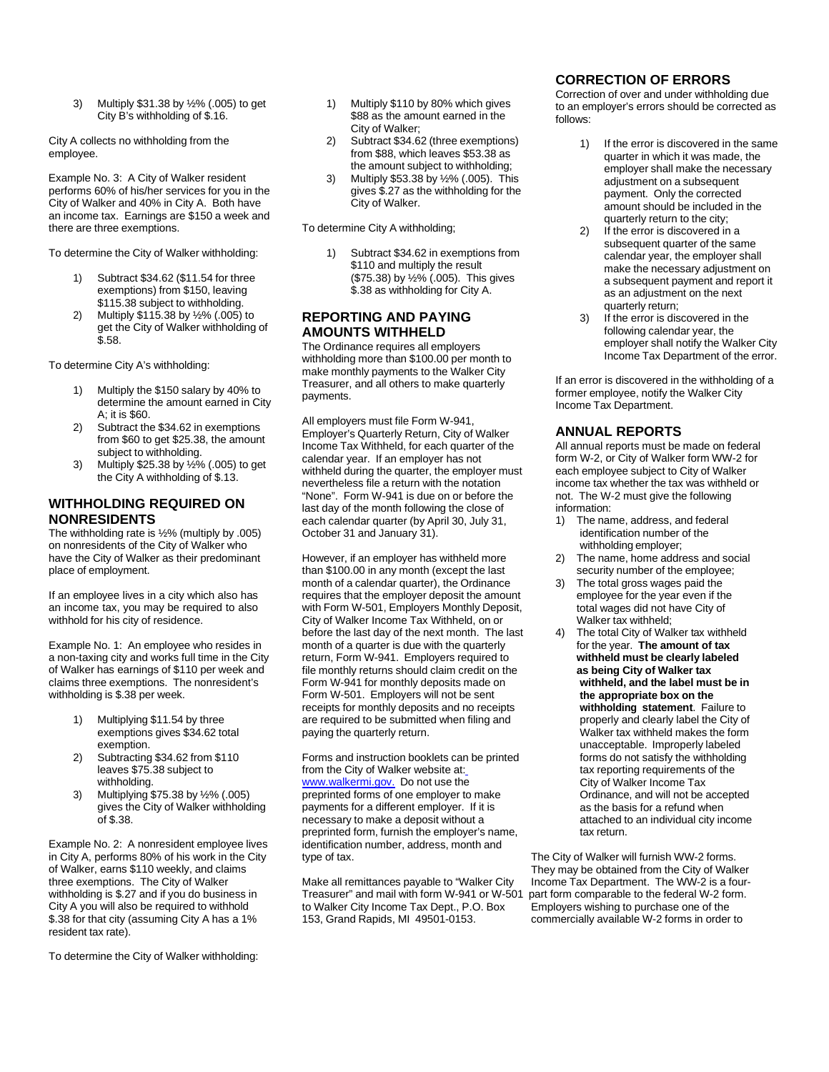3) Multiply $31.38 by ½% (.005) to get City B's withholding of $.16.

City A collects no withholding from the employee.

Example No. 3: A City of Walker resident performs 60% of his/her services for you in the City of Walker and 40% in City A. Both have an income tax. Earnings are $150 a week and there are three exemptions.

To determine the City of Walker withholding:

1) Subtract $34.62 ($11.54 for three exemptions) from $150, leaving $115.38 subject to withholding.
2) Multiply $115.38 by ½% (.005) to get the City of Walker withholding of $.58.

To determine City A's withholding:

1) Multiply the $150 salary by 40% to determine the amount earned in City A; it is $60.
2) Subtract the $34.62 in exemptions from $60 to get $25.38, the amount subject to withholding.
3) Multiply $25.38 by ½% (.005) to get the City A withholding of $.13.

## WITHHOLDING REQUIRED ON NONRESIDENTS

The withholding rate is ½% (multiply by .005) on nonresidents of the City of Walker who have the City of Walker as their predominant place of employment.

If an employee lives in a city which also has an income tax, you may be required to also withhold for his city of residence.

Example No. 1: An employee who resides in a non-taxing city and works full time in the City of Walker has earnings of $110 per week and claims three exemptions. The nonresident's withholding is $.38 per week.

1) Multiplying $11.54 by three exemptions gives $34.62 total exemption.
2) Subtracting $34.62 from $110 leaves $75.38 subject to withholding.
3) Multiplying $75.38 by ½% (.005) gives the City of Walker withholding of $.38.

Example No. 2: A nonresident employee lives in City A, performs 80% of his work in the City of Walker, earns $110 weekly, and claims three exemptions. The City of Walker withholding is $.27 and if you do business in City A you will also be required to withhold $.38 for that city (assuming City A has a 1% resident tax rate).

To determine the City of Walker withholding:

1) Multiply $110 by 80% which gives $88 as the amount earned in the City of Walker;
2) Subtract $34.62 (three exemptions) from $88, which leaves $53.38 as the amount subject to withholding;
3) Multiply $53.38 by ½% (.005). This gives $.27 as the withholding for the City of Walker.

To determine City A withholding;

1) Subtract $34.62 in exemptions from $110 and multiply the result ($75.38) by ½% (.005). This gives $.38 as withholding for City A.

## REPORTING AND PAYING AMOUNTS WITHHELD

The Ordinance requires all employers withholding more than $100.00 per month to make monthly payments to the Walker City Treasurer, and all others to make quarterly payments.

All employers must file Form W-941, Employer's Quarterly Return, City of Walker Income Tax Withheld, for each quarter of the calendar year. If an employer has not withheld during the quarter, the employer must nevertheless file a return with the notation "None". Form W-941 is due on or before the last day of the month following the close of each calendar quarter (by April 30, July 31, October 31 and January 31).

However, if an employer has withheld more than $100.00 in any month (except the last month of a calendar quarter), the Ordinance requires that the employer deposit the amount with Form W-501, Employers Monthly Deposit, City of Walker Income Tax Withheld, on or before the last day of the next month. The last month of a quarter is due with the quarterly return, Form W-941. Employers required to file monthly returns should claim credit on the Form W-941 for monthly deposits made on Form W-501. Employers will not be sent receipts for monthly deposits and no receipts are required to be submitted when filing and paying the quarterly return.

Forms and instruction booklets can be printed from the City of Walker website at: www.walkermi.gov. Do not use the preprinted forms of one employer to make payments for a different employer. If it is necessary to make a deposit without a preprinted form, furnish the employer's name, identification number, address, month and type of tax.

Make all remittances payable to "Walker City Treasurer" and mail with form W-941 or W-501 to Walker City Income Tax Dept., P.O. Box 153, Grand Rapids, MI 49501-0153.

## CORRECTION OF ERRORS

Correction of over and under withholding due to an employer's errors should be corrected as follows:

1) If the error is discovered in the same quarter in which it was made, the employer shall make the necessary adjustment on a subsequent payment. Only the corrected amount should be included in the quarterly return to the city;
2) If the error is discovered in a subsequent quarter of the same calendar year, the employer shall make the necessary adjustment on a subsequent payment and report it as an adjustment on the next quarterly return;
3) If the error is discovered in the following calendar year, the employer shall notify the Walker City Income Tax Department of the error.

If an error is discovered in the withholding of a former employee, notify the Walker City Income Tax Department.

## ANNUAL REPORTS

All annual reports must be made on federal form W-2, or City of Walker form WW-2 for each employee subject to City of Walker income tax whether the tax was withheld or not. The W-2 must give the following information:

1) The name, address, and federal identification number of the withholding employer;
2) The name, home address and social security number of the employee;
3) The total gross wages paid the employee for the year even if the total wages did not have City of Walker tax withheld;
4) The total City of Walker tax withheld for the year. **The amount of tax withheld must be clearly labeled as being City of Walker tax withheld, and the label must be in the appropriate box on the withholding statement**. Failure to properly and clearly label the City of Walker tax withheld makes the form unacceptable. Improperly labeled forms do not satisfy the withholding tax reporting requirements of the City of Walker Income Tax Ordinance, and will not be accepted as the basis for a refund when attached to an individual city income tax return.

The City of Walker will furnish WW-2 forms. They may be obtained from the City of Walker Income Tax Department. The WW-2 is a four-part form comparable to the federal W-2 form. Employers wishing to purchase one of the commercially available W-2 forms in order to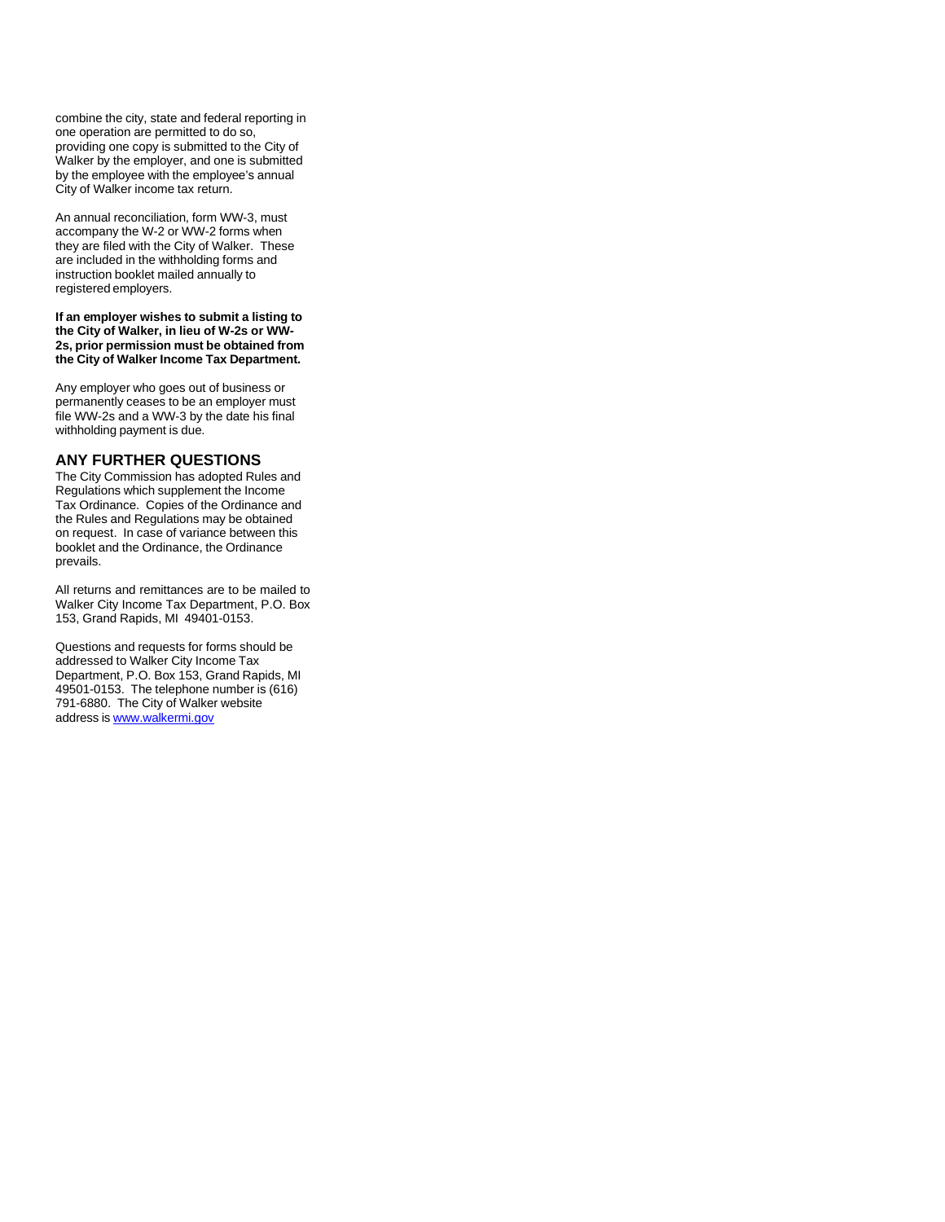combine the city, state and federal reporting in one operation are permitted to do so, providing one copy is submitted to the City of Walker by the employer, and one is submitted by the employee with the employee's annual City of Walker income tax return.

An annual reconciliation, form WW-3, must accompany the W-2 or WW-2 forms when they are filed with the City of Walker. These are included in the withholding forms and instruction booklet mailed annually to registered employers.

**If an employer wishes to submit a listing to the City of Walker, in lieu of W-2s or WW-2s, prior permission must be obtained from the City of Walker Income Tax Department.**

Any employer who goes out of business or permanently ceases to be an employer must file WW-2s and a WW-3 by the date his final withholding payment is due.

## ANY FURTHER QUESTIONS

The City Commission has adopted Rules and Regulations which supplement the Income Tax Ordinance. Copies of the Ordinance and the Rules and Regulations may be obtained on request. In case of variance between this booklet and the Ordinance, the Ordinance prevails.

All returns and remittances are to be mailed to Walker City Income Tax Department, P.O. Box 153, Grand Rapids, MI 49401-0153.

Questions and requests for forms should be addressed to Walker City Income Tax Department, P.O. Box 153, Grand Rapids, MI 49501-0153. The telephone number is (616) 791-6880. The City of Walker website address is [www.walkermi.gov](http://www.walkermi.gov)